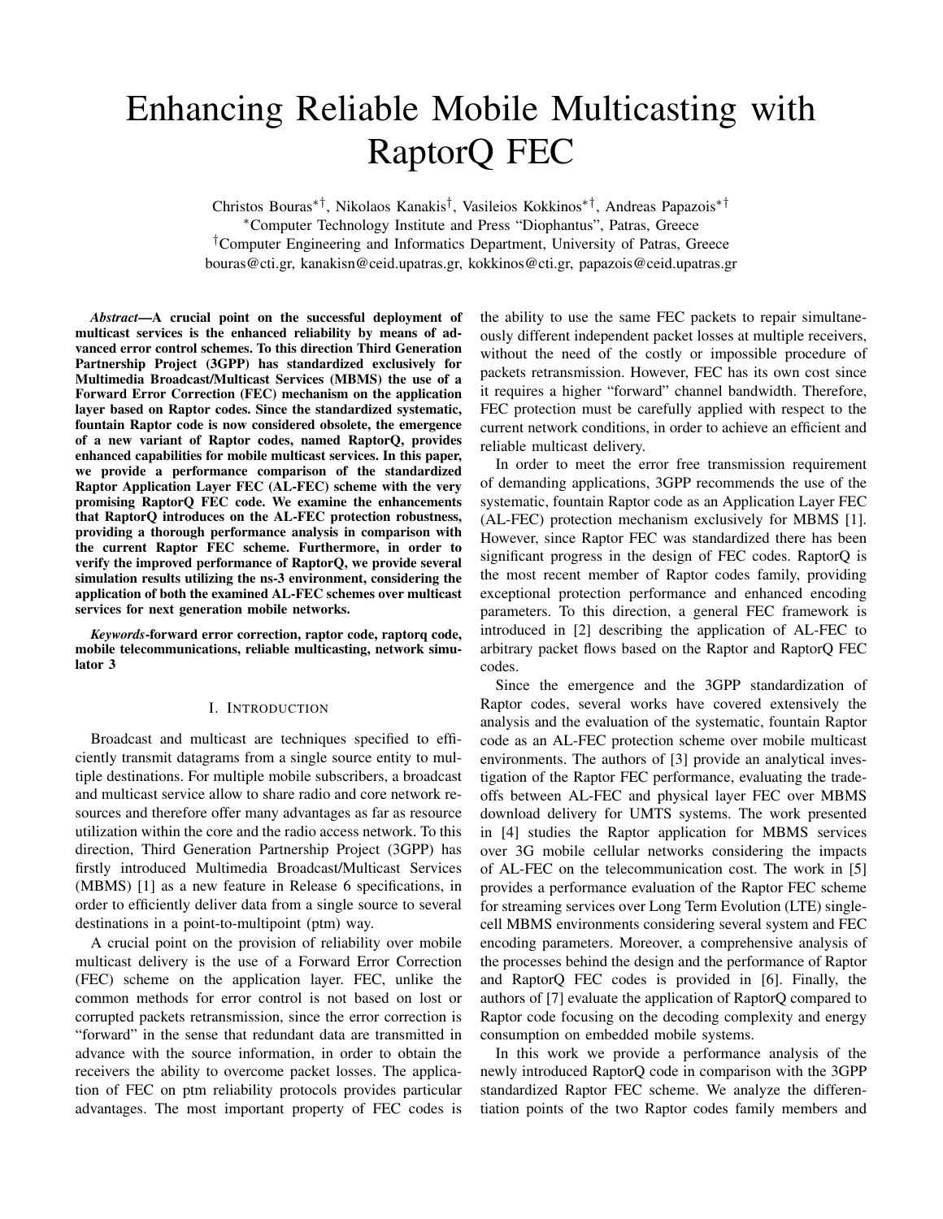# Enhancing Reliable Mobile Multicasting with RaptorQ FEC

Christos Bouras*†, Nikolaos Kanakis†, Vasileios Kokkinos*†, Andreas Papazois*†

*Computer Technology Institute and Press "Diophantus", Patras, Greece

†Computer Engineering and Informatics Department, University of Patras, Greece

bouras@cti.gr, kanakisn@ceid.upatras.gr, kokkinos@cti.gr, papazois@ceid.upatras.gr

***Abstract*—A crucial point on the successful deployment of multicast services is the enhanced reliability by means of advanced error control schemes. To this direction Third Generation Partnership Project (3GPP) has standardized exclusively for Multimedia Broadcast/Multicast Services (MBMS) the use of a Forward Error Correction (FEC) mechanism on the application layer based on Raptor codes. Since the standardized systematic, fountain Raptor code is now considered obsolete, the emergence of a new variant of Raptor codes, named RaptorQ, provides enhanced capabilities for mobile multicast services. In this paper, we provide a performance comparison of the standardized Raptor Application Layer FEC (AL-FEC) scheme with the very promising RaptorQ FEC code. We examine the enhancements that RaptorQ introduces on the AL-FEC protection robustness, providing a thorough performance analysis in comparison with the current Raptor FEC scheme. Furthermore, in order to verify the improved performance of RaptorQ, we provide several simulation results utilizing the ns-3 environment, considering the application of both the examined AL-FEC schemes over multicast services for next generation mobile networks.**

***Keywords*-forward error correction, raptor code, raptorq code, mobile telecommunications, reliable multicasting, network simulator 3**

## I. Introduction

Broadcast and multicast are techniques specified to efficiently transmit datagrams from a single source entity to multiple destinations. For multiple mobile subscribers, a broadcast and multicast service allow to share radio and core network resources and therefore offer many advantages as far as resource utilization within the core and the radio access network. To this direction, Third Generation Partnership Project (3GPP) has firstly introduced Multimedia Broadcast/Multicast Services (MBMS) [1] as a new feature in Release 6 specifications, in order to efficiently deliver data from a single source to several destinations in a point-to-multipoint (ptm) way.

A crucial point on the provision of reliability over mobile multicast delivery is the use of a Forward Error Correction (FEC) scheme on the application layer. FEC, unlike the common methods for error control is not based on lost or corrupted packets retransmission, since the error correction is "forward" in the sense that redundant data are transmitted in advance with the source information, in order to obtain the receivers the ability to overcome packet losses. The application of FEC on ptm reliability protocols provides particular advantages. The most important property of FEC codes is the ability to use the same FEC packets to repair simultaneously different independent packet losses at multiple receivers, without the need of the costly or impossible procedure of packets retransmission. However, FEC has its own cost since it requires a higher "forward" channel bandwidth. Therefore, FEC protection must be carefully applied with respect to the current network conditions, in order to achieve an efficient and reliable multicast delivery.

In order to meet the error free transmission requirement of demanding applications, 3GPP recommends the use of the systematic, fountain Raptor code as an Application Layer FEC (AL-FEC) protection mechanism exclusively for MBMS [1]. However, since Raptor FEC was standardized there has been significant progress in the design of FEC codes. RaptorQ is the most recent member of Raptor codes family, providing exceptional protection performance and enhanced encoding parameters. To this direction, a general FEC framework is introduced in [2] describing the application of AL-FEC to arbitrary packet flows based on the Raptor and RaptorQ FEC codes.

Since the emergence and the 3GPP standardization of Raptor codes, several works have covered extensively the analysis and the evaluation of the systematic, fountain Raptor code as an AL-FEC protection scheme over mobile multicast environments. The authors of [3] provide an analytical investigation of the Raptor FEC performance, evaluating the tradeoffs between AL-FEC and physical layer FEC over MBMS download delivery for UMTS systems. The work presented in [4] studies the Raptor application for MBMS services over 3G mobile cellular networks considering the impacts of AL-FEC on the telecommunication cost. The work in [5] provides a performance evaluation of the Raptor FEC scheme for streaming services over Long Term Evolution (LTE) single-cell MBMS environments considering several system and FEC encoding parameters. Moreover, a comprehensive analysis of the processes behind the design and the performance of Raptor and RaptorQ FEC codes is provided in [6]. Finally, the authors of [7] evaluate the application of RaptorQ compared to Raptor code focusing on the decoding complexity and energy consumption on embedded mobile systems.

In this work we provide a performance analysis of the newly introduced RaptorQ code in comparison with the 3GPP standardized Raptor FEC scheme. We analyze the differentiation points of the two Raptor codes family members and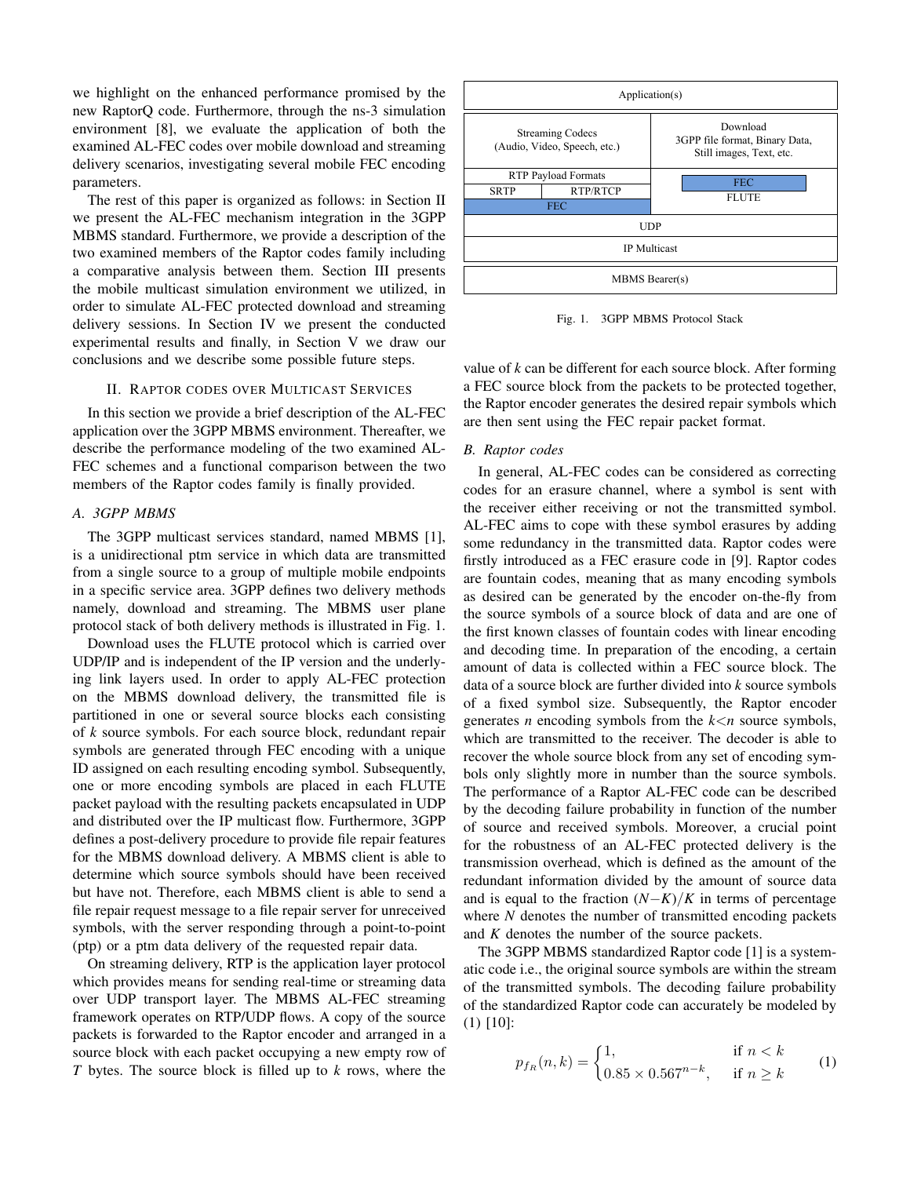we highlight on the enhanced performance promised by the new RaptorQ code. Furthermore, through the ns-3 simulation environment [8], we evaluate the application of both the examined AL-FEC codes over mobile download and streaming delivery scenarios, investigating several mobile FEC encoding parameters.

The rest of this paper is organized as follows: in Section II we present the AL-FEC mechanism integration in the 3GPP MBMS standard. Furthermore, we provide a description of the two examined members of the Raptor codes family including a comparative analysis between them. Section III presents the mobile multicast simulation environment we utilized, in order to simulate AL-FEC protected download and streaming delivery sessions. In Section IV we present the conducted experimental results and finally, in Section V we draw our conclusions and we describe some possible future steps.

## II. Raptor Codes over Multicast Services

In this section we provide a brief description of the AL-FEC application over the 3GPP MBMS environment. Thereafter, we describe the performance modeling of the two examined AL-FEC schemes and a functional comparison between the two members of the Raptor codes family is finally provided.

### A. 3GPP MBMS

The 3GPP multicast services standard, named MBMS [1], is a unidirectional ptm service in which data are transmitted from a single source to a group of multiple mobile endpoints in a specific service area. 3GPP defines two delivery methods namely, download and streaming. The MBMS user plane protocol stack of both delivery methods is illustrated in Fig. 1.

Download uses the FLUTE protocol which is carried over UDP/IP and is independent of the IP version and the underlying link layers used. In order to apply AL-FEC protection on the MBMS download delivery, the transmitted file is partitioned in one or several source blocks each consisting of *k* source symbols. For each source block, redundant repair symbols are generated through FEC encoding with a unique ID assigned on each resulting encoding symbol. Subsequently, one or more encoding symbols are placed in each FLUTE packet payload with the resulting packets encapsulated in UDP and distributed over the IP multicast flow. Furthermore, 3GPP defines a post-delivery procedure to provide file repair features for the MBMS download delivery. A MBMS client is able to determine which source symbols should have been received but have not. Therefore, each MBMS client is able to send a file repair request message to a file repair server for unreceived symbols, with the server responding through a point-to-point (ptp) or a ptm data delivery of the requested repair data.

On streaming delivery, RTP is the application layer protocol which provides means for sending real-time or streaming data over UDP transport layer. The MBMS AL-FEC streaming framework operates on RTP/UDP flows. A copy of the source packets is forwarded to the Raptor encoder and arranged in a source block with each packet occupying a new empty row of *T* bytes. The source block is filled up to *k* rows, where the value of *k* can be different for each source block. After forming a FEC source block from the packets to be protected together, the Raptor encoder generates the desired repair symbols which are then sent using the FEC repair packet format.

Application(s)
Streaming Codecs (Audio, Video, Speech, etc.)
Download 3GPP file format, Binary Data, Still images, Text, etc.
RTP Payload Formats
SRTP
RTP/RTCP
FEC
FEC
FLUTE
UDP
IP Multicast
MBMS Bearer(s)

Fig. 1. 3GPP MBMS Protocol Stack

### B. Raptor codes

In general, AL-FEC codes can be considered as correcting codes for an erasure channel, where a symbol is sent with the receiver either receiving or not the transmitted symbol. AL-FEC aims to cope with these symbol erasures by adding some redundancy in the transmitted data. Raptor codes were firstly introduced as a FEC erasure code in [9]. Raptor codes are fountain codes, meaning that as many encoding symbols as desired can be generated by the encoder on-the-fly from the source symbols of a source block of data and are one of the first known classes of fountain codes with linear encoding and decoding time. In preparation of the encoding, a certain amount of data is collected within a FEC source block. The data of a source block are further divided into *k* source symbols of a fixed symbol size. Subsequently, the Raptor encoder generates *n* encoding symbols from the $k<n$ source symbols, which are transmitted to the receiver. The decoder is able to recover the whole source block from any set of encoding symbols only slightly more in number than the source symbols. The performance of a Raptor AL-FEC code can be described by the decoding failure probability in function of the number of source and received symbols. Moreover, a crucial point for the robustness of an AL-FEC protected delivery is the transmission overhead, which is defined as the amount of the redundant information divided by the amount of source data and is equal to the fraction $(N-K)/K$ in terms of percentage where $N$ denotes the number of transmitted encoding packets and $K$ denotes the number of the source packets.

The 3GPP MBMS standardized Raptor code [1] is a systematic code i.e., the original source symbols are within the stream of the transmitted symbols. The decoding failure probability of the standardized Raptor code can accurately be modeled by (1) [10]:

$$p_{f_R}(n,k) = \begin{cases} 1, & \text{if } n < k \\ 0.85 \times 0.567^{n-k}, & \text{if } n \geq k \end{cases} \quad (1)$$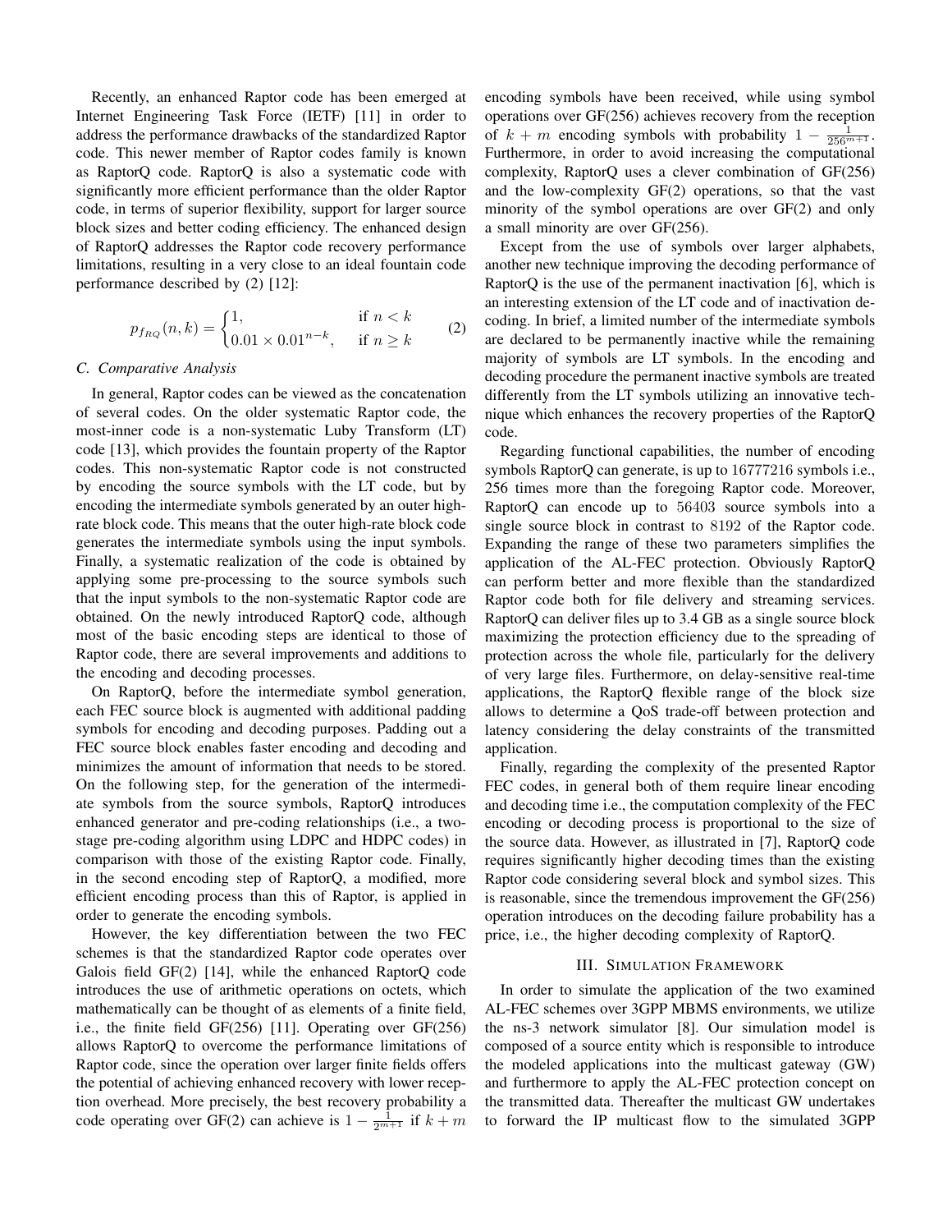Recently, an enhanced Raptor code has been emerged at Internet Engineering Task Force (IETF) [11] in order to address the performance drawbacks of the standardized Raptor code. This newer member of Raptor codes family is known as RaptorQ code. RaptorQ is also a systematic code with significantly more efficient performance than the older Raptor code, in terms of superior flexibility, support for larger source block sizes and better coding efficiency. The enhanced design of RaptorQ addresses the Raptor code recovery performance limitations, resulting in a very close to an ideal fountain code performance described by (2) [12]:

$$p_{f_{RQ}}(n,k) = \begin{cases} 1, & \text{if } n < k \\ 0.01 \times 0.01^{n-k}, & \text{if } n \geq k \end{cases} \tag{2}$$

### C. Comparative Analysis

In general, Raptor codes can be viewed as the concatenation of several codes. On the older systematic Raptor code, the most-inner code is a non-systematic Luby Transform (LT) code [13], which provides the fountain property of the Raptor codes. This non-systematic Raptor code is not constructed by encoding the source symbols with the LT code, but by encoding the intermediate symbols generated by an outer high-rate block code. This means that the outer high-rate block code generates the intermediate symbols using the input symbols. Finally, a systematic realization of the code is obtained by applying some pre-processing to the source symbols such that the input symbols to the non-systematic Raptor code are obtained. On the newly introduced RaptorQ code, although most of the basic encoding steps are identical to those of Raptor code, there are several improvements and additions to the encoding and decoding processes.

On RaptorQ, before the intermediate symbol generation, each FEC source block is augmented with additional padding symbols for encoding and decoding purposes. Padding out a FEC source block enables faster encoding and decoding and minimizes the amount of information that needs to be stored. On the following step, for the generation of the intermediate symbols from the source symbols, RaptorQ introduces enhanced generator and pre-coding relationships (i.e., a two-stage pre-coding algorithm using LDPC and HDPC codes) in comparison with those of the existing Raptor code. Finally, in the second encoding step of RaptorQ, a modified, more efficient encoding process than this of Raptor, is applied in order to generate the encoding symbols.

However, the key differentiation between the two FEC schemes is that the standardized Raptor code operates over Galois field GF(2) [14], while the enhanced RaptorQ code introduces the use of arithmetic operations on octets, which mathematically can be thought of as elements of a finite field, i.e., the finite field GF(256) [11]. Operating over GF(256) allows RaptorQ to overcome the performance limitations of Raptor code, since the operation over larger finite fields offers the potential of achieving enhanced recovery with lower reception overhead. More precisely, the best recovery probability a code operating over GF(2) can achieve is $1 - \frac{1}{2^{m+1}}$ if $k + m$ encoding symbols have been received, while using symbol operations over GF(256) achieves recovery from the reception of $k + m$ encoding symbols with probability $1 - \frac{1}{256^{m+1}}$. Furthermore, in order to avoid increasing the computational complexity, RaptorQ uses a clever combination of GF(256) and the low-complexity GF(2) operations, so that the vast minority of the symbol operations are over GF(2) and only a small minority are over GF(256).

Except from the use of symbols over larger alphabets, another new technique improving the decoding performance of RaptorQ is the use of the permanent inactivation [6], which is an interesting extension of the LT code and of inactivation decoding. In brief, a limited number of the intermediate symbols are declared to be permanently inactive while the remaining majority of symbols are LT symbols. In the encoding and decoding procedure the permanent inactive symbols are treated differently from the LT symbols utilizing an innovative technique which enhances the recovery properties of the RaptorQ code.

Regarding functional capabilities, the number of encoding symbols RaptorQ can generate, is up to 16777216 symbols i.e., 256 times more than the foregoing Raptor code. Moreover, RaptorQ can encode up to 56403 source symbols into a single source block in contrast to 8192 of the Raptor code. Expanding the range of these two parameters simplifies the application of the AL-FEC protection. Obviously RaptorQ can perform better and more flexible than the standardized Raptor code both for file delivery and streaming services. RaptorQ can deliver files up to 3.4 GB as a single source block maximizing the protection efficiency due to the spreading of protection across the whole file, particularly for the delivery of very large files. Furthermore, on delay-sensitive real-time applications, the RaptorQ flexible range of the block size allows to determine a QoS trade-off between protection and latency considering the delay constraints of the transmitted application.

Finally, regarding the complexity of the presented Raptor FEC codes, in general both of them require linear encoding and decoding time i.e., the computation complexity of the FEC encoding or decoding process is proportional to the size of the source data. However, as illustrated in [7], RaptorQ code requires significantly higher decoding times than the existing Raptor code considering several block and symbol sizes. This is reasonable, since the tremendous improvement the GF(256) operation introduces on the decoding failure probability has a price, i.e., the higher decoding complexity of RaptorQ.

## III. Simulation Framework

In order to simulate the application of the two examined AL-FEC schemes over 3GPP MBMS environments, we utilize the ns-3 network simulator [8]. Our simulation model is composed of a source entity which is responsible to introduce the modeled applications into the multicast gateway (GW) and furthermore to apply the AL-FEC protection concept on the transmitted data. Thereafter the multicast GW undertakes to forward the IP multicast flow to the simulated 3GPP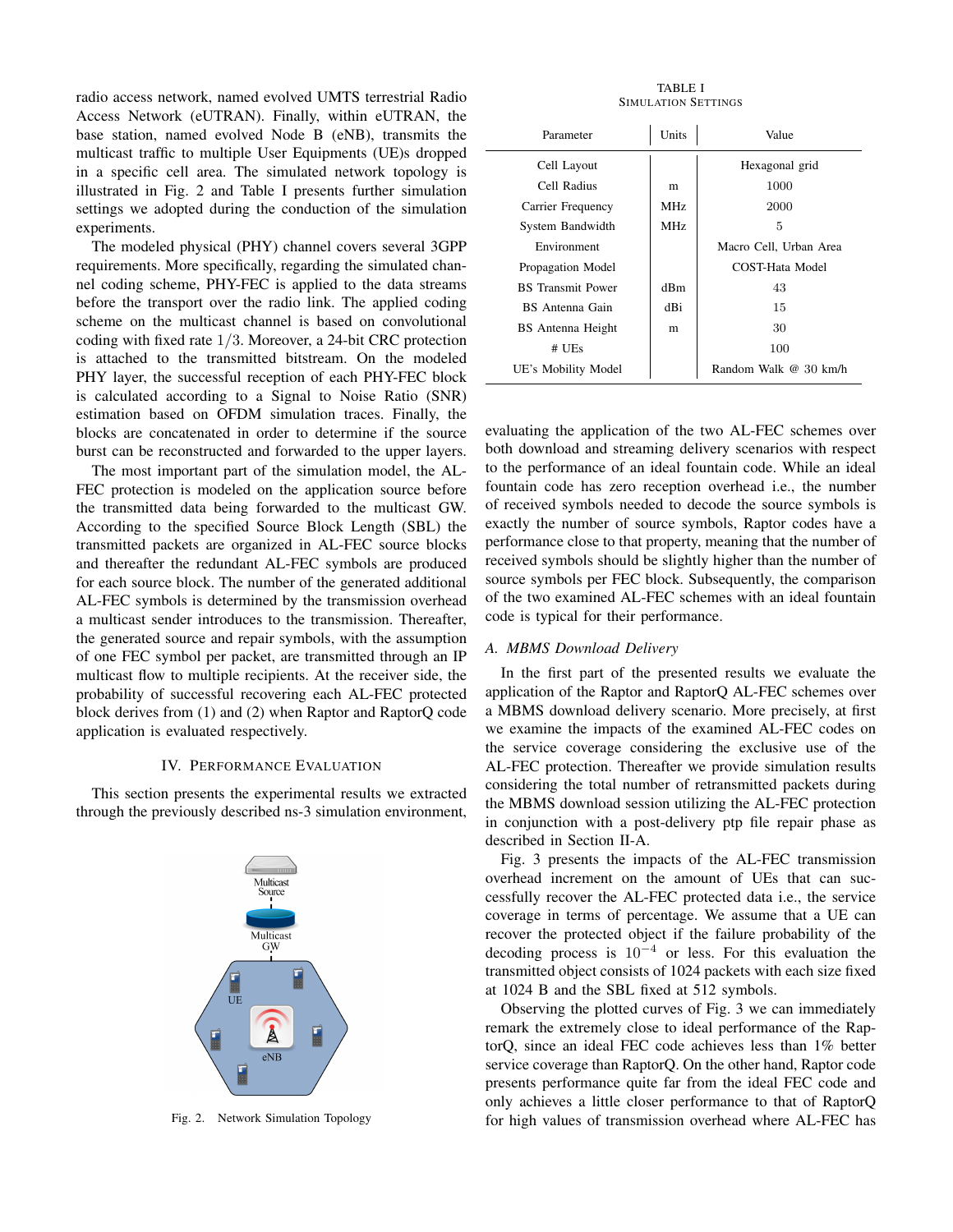radio access network, named evolved UMTS terrestrial Radio Access Network (eUTRAN). Finally, within eUTRAN, the base station, named evolved Node B (eNB), transmits the multicast traffic to multiple User Equipments (UE)s dropped in a specific cell area. The simulated network topology is illustrated in Fig. 2 and Table I presents further simulation settings we adopted during the conduction of the simulation experiments.

The modeled physical (PHY) channel covers several 3GPP requirements. More specifically, regarding the simulated channel coding scheme, PHY-FEC is applied to the data streams before the transport over the radio link. The applied coding scheme on the multicast channel is based on convolutional coding with fixed rate $1/3$. Moreover, a 24-bit CRC protection is attached to the transmitted bitstream. On the modeled PHY layer, the successful reception of each PHY-FEC block is calculated according to a Signal to Noise Ratio (SNR) estimation based on OFDM simulation traces. Finally, the blocks are concatenated in order to determine if the source burst can be reconstructed and forwarded to the upper layers.

The most important part of the simulation model, the AL-FEC protection is modeled on the application source before the transmitted data being forwarded to the multicast GW. According to the specified Source Block Length (SBL) the transmitted packets are organized in AL-FEC source blocks and thereafter the redundant AL-FEC symbols are produced for each source block. The number of the generated additional AL-FEC symbols is determined by the transmission overhead a multicast sender introduces to the transmission. Thereafter, the generated source and repair symbols, with the assumption of one FEC symbol per packet, are transmitted through an IP multicast flow to multiple recipients. At the receiver side, the probability of successful recovering each AL-FEC protected block derives from (1) and (2) when Raptor and RaptorQ code application is evaluated respectively.

## IV. Performance Evaluation

This section presents the experimental results we extracted through the previously described ns-3 simulation environment, evaluating the application of the two AL-FEC schemes over both download and streaming delivery scenarios with respect to the performance of an ideal fountain code. While an ideal fountain code has zero reception overhead i.e., the number of received symbols needed to decode the source symbols is exactly the number of source symbols, Raptor codes have a performance close to that property, meaning that the number of received symbols should be slightly higher than the number of source symbols per FEC block. Subsequently, the comparison of the two examined AL-FEC schemes with an ideal fountain code is typical for their performance.

Fig. 2. Network Simulation Topology

TABLE I
Simulation Settings

| Parameter | Units | Value |
|---|---|---|
| Cell Layout | | Hexagonal grid |
| Cell Radius | m | 1000 |
| Carrier Frequency | MHz | 2000 |
| System Bandwidth | MHz | 5 |
| Environment | | Macro Cell, Urban Area |
| Propagation Model | | COST-Hata Model |
| BS Transmit Power | dBm | 43 |
| BS Antenna Gain | dBi | 15 |
| BS Antenna Height | m | 30 |
| # UEs | | 100 |
| UE's Mobility Model | | Random Walk @ 30 km/h |

### A. MBMS Download Delivery

In the first part of the presented results we evaluate the application of the Raptor and RaptorQ AL-FEC schemes over a MBMS download delivery scenario. More precisely, at first we examine the impacts of the examined AL-FEC codes on the service coverage considering the exclusive use of the AL-FEC protection. Thereafter we provide simulation results considering the total number of retransmitted packets during the MBMS download session utilizing the AL-FEC protection in conjunction with a post-delivery ptp file repair phase as described in Section II-A.

Fig. 3 presents the impacts of the AL-FEC transmission overhead increment on the amount of UEs that can successfully recover the AL-FEC protected data i.e., the service coverage in terms of percentage. We assume that a UE can recover the protected object if the failure probability of the decoding process is $10^{-4}$ or less. For this evaluation the transmitted object consists of 1024 packets with each size fixed at 1024 B and the SBL fixed at 512 symbols.

Observing the plotted curves of Fig. 3 we can immediately remark the extremely close to ideal performance of the RaptorQ, since an ideal FEC code achieves less than 1% better service coverage than RaptorQ. On the other hand, Raptor code presents performance quite far from the ideal FEC code and only achieves a little closer performance to that of RaptorQ for high values of transmission overhead where AL-FEC has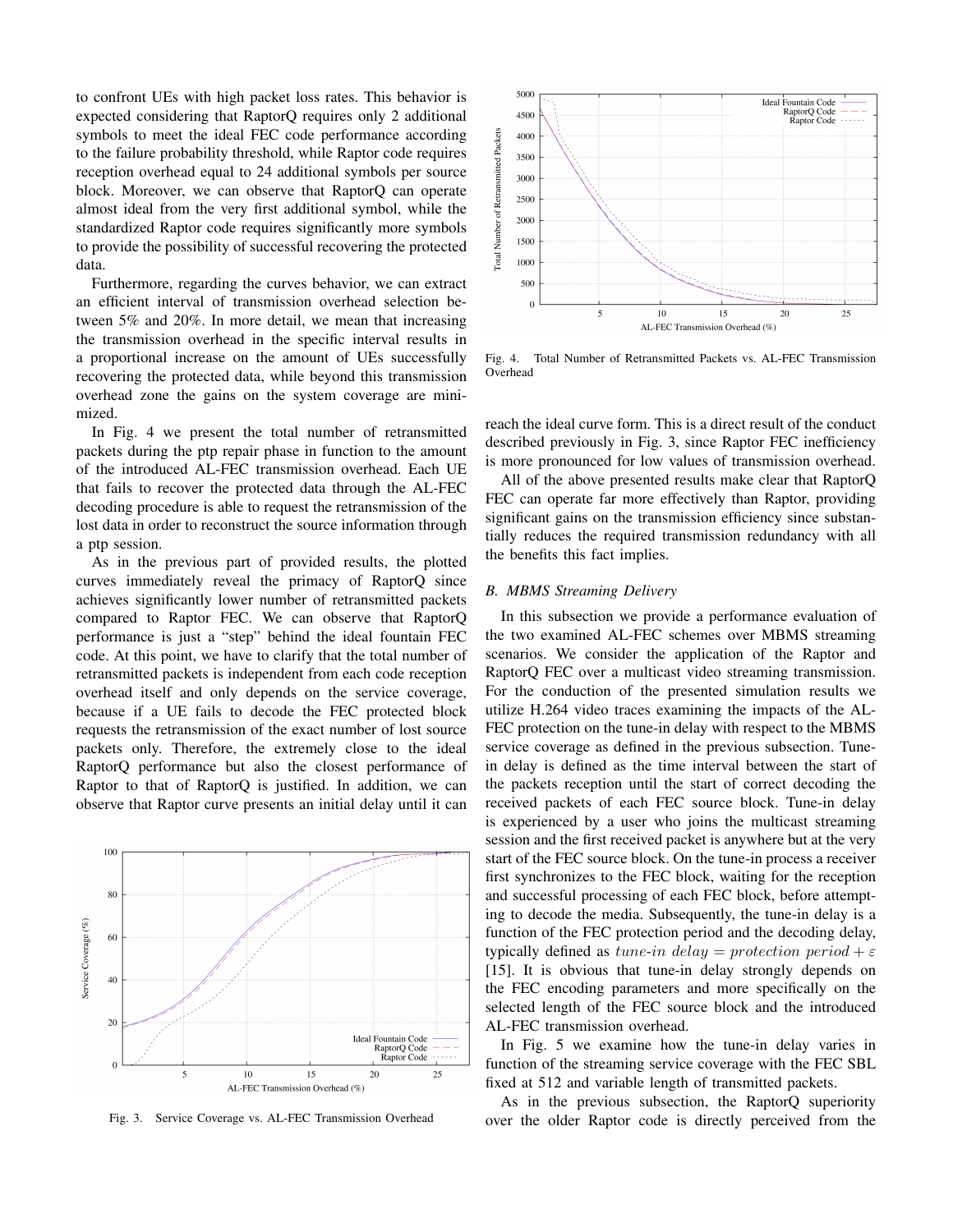to confront UEs with high packet loss rates. This behavior is expected considering that RaptorQ requires only 2 additional symbols to meet the ideal FEC code performance according to the failure probability threshold, while Raptor code requires reception overhead equal to 24 additional symbols per source block. Moreover, we can observe that RaptorQ can operate almost ideal from the very first additional symbol, while the standardized Raptor code requires significantly more symbols to provide the possibility of successful recovering the protected data.

Furthermore, regarding the curves behavior, we can extract an efficient interval of transmission overhead selection between 5% and 20%. In more detail, we mean that increasing the transmission overhead in the specific interval results in a proportional increase on the amount of UEs successfully recovering the protected data, while beyond this transmission overhead zone the gains on the system coverage are minimized.

In Fig. 4 we present the total number of retransmitted packets during the ptp repair phase in function to the amount of the introduced AL-FEC transmission overhead. Each UE that fails to recover the protected data through the AL-FEC decoding procedure is able to request the retransmission of the lost data in order to reconstruct the source information through a ptp session.

As in the previous part of provided results, the plotted curves immediately reveal the primacy of RaptorQ since achieves significantly lower number of retransmitted packets compared to Raptor FEC. We can observe that RaptorQ performance is just a "step" behind the ideal fountain FEC code. At this point, we have to clarify that the total number of retransmitted packets is independent from each code reception overhead itself and only depends on the service coverage, because if a UE fails to decode the FEC protected block requests the retransmission of the exact number of lost source packets only. Therefore, the extremely close to the ideal RaptorQ performance but also the closest performance of Raptor to that of RaptorQ is justified. In addition, we can observe that Raptor curve presents an initial delay until it can

Service Coverage (%)
100
80
60
40
20
0
5
10
15
20
25
AL-FEC Transmission Overhead (%)
Ideal Fountain Code
RaptorQ Code
Raptor Code

Fig. 3. Service Coverage vs. AL-FEC Transmission Overhead

Total Number of Retransmitted Packets
5000
4500
4000
3500
3000
2500
2000
1500
1000
500
0
5
10
15
20
25
AL-FEC Transmission Overhead (%)
Ideal Fountain Code
RaptorQ Code
Raptor Code

Fig. 4. Total Number of Retransmitted Packets vs. AL-FEC Transmission Overhead

reach the ideal curve form. This is a direct result of the conduct described previously in Fig. 3, since Raptor FEC inefficiency is more pronounced for low values of transmission overhead.

All of the above presented results make clear that RaptorQ FEC can operate far more effectively than Raptor, providing significant gains on the transmission efficiency since substantially reduces the required transmission redundancy with all the benefits this fact implies.

### *B. MBMS Streaming Delivery*

In this subsection we provide a performance evaluation of the two examined AL-FEC schemes over MBMS streaming scenarios. We consider the application of the Raptor and RaptorQ FEC over a multicast video streaming transmission. For the conduction of the presented simulation results we utilize H.264 video traces examining the impacts of the AL-FEC protection on the tune-in delay with respect to the MBMS service coverage as defined in the previous subsection. Tune-in delay is defined as the time interval between the start of the packets reception until the start of correct decoding the received packets of each FEC source block. Tune-in delay is experienced by a user who joins the multicast streaming session and the first received packet is anywhere but at the very start of the FEC source block. On the tune-in process a receiver first synchronizes to the FEC block, waiting for the reception and successful processing of each FEC block, before attempting to decode the media. Subsequently, the tune-in delay is a function of the FEC protection period and the decoding delay, typically defined as $tune\text{-}in\ delay = protection\ period + \varepsilon$ [15]. It is obvious that tune-in delay strongly depends on the FEC encoding parameters and more specifically on the selected length of the FEC source block and the introduced AL-FEC transmission overhead.

In Fig. 5 we examine how the tune-in delay varies in function of the streaming service coverage with the FEC SBL fixed at 512 and variable length of transmitted packets.

As in the previous subsection, the RaptorQ superiority over the older Raptor code is directly perceived from the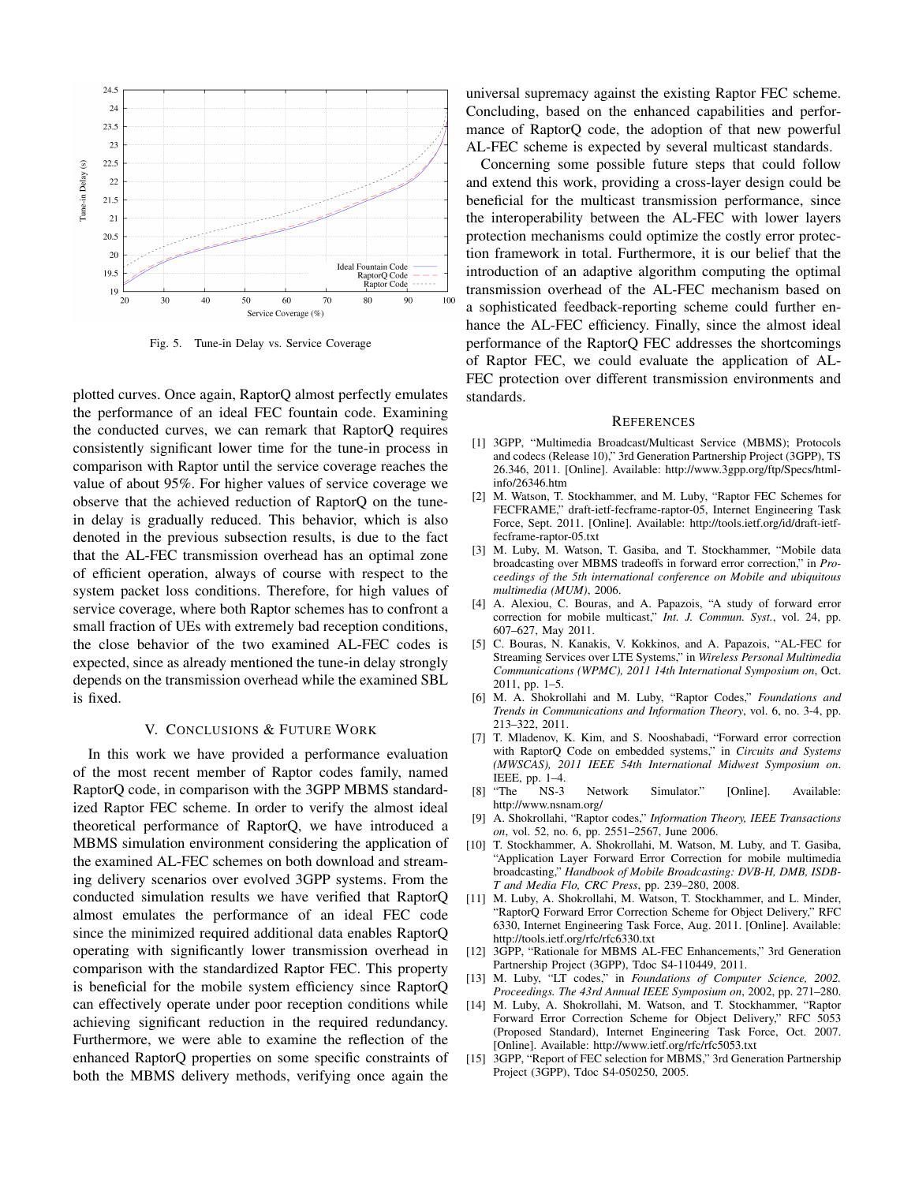24.5
24
23.5
23
22.5
22
21.5
21
20.5
20
19.5
19
20 30 40 50 60 70 80 90 100
Tune-in Delay (s)
Service Coverage (%)
Ideal Fountain Code
RaptorQ Code
Raptor Code

Fig. 5. Tune-in Delay vs. Service Coverage

plotted curves. Once again, RaptorQ almost perfectly emulates the performance of an ideal FEC fountain code. Examining the conducted curves, we can remark that RaptorQ requires consistently significant lower time for the tune-in process in comparison with Raptor until the service coverage reaches the value of about 95%. For higher values of service coverage we observe that the achieved reduction of RaptorQ on the tune-in delay is gradually reduced. This behavior, which is also denoted in the previous subsection results, is due to the fact that the AL-FEC transmission overhead has an optimal zone of efficient operation, always of course with respect to the system packet loss conditions. Therefore, for high values of service coverage, where both Raptor schemes has to confront a small fraction of UEs with extremely bad reception conditions, the close behavior of the two examined AL-FEC codes is expected, since as already mentioned the tune-in delay strongly depends on the transmission overhead while the examined SBL is fixed.

## V. Conclusions & Future Work

In this work we have provided a performance evaluation of the most recent member of Raptor codes family, named RaptorQ code, in comparison with the 3GPP MBMS standardized Raptor FEC scheme. In order to verify the almost ideal theoretical performance of RaptorQ, we have introduced a MBMS simulation environment considering the application of the examined AL-FEC schemes on both download and streaming delivery scenarios over evolved 3GPP systems. From the conducted simulation results we have verified that RaptorQ almost emulates the performance of an ideal FEC code since the minimized required additional data enables RaptorQ operating with significantly lower transmission overhead in comparison with the standardized Raptor FEC. This property is beneficial for the mobile system efficiency since RaptorQ can effectively operate under poor reception conditions while achieving significant reduction in the required redundancy. Furthermore, we were able to examine the reflection of the enhanced RaptorQ properties on some specific constraints of both the MBMS delivery methods, verifying once again the universal supremacy against the existing Raptor FEC scheme. Concluding, based on the enhanced capabilities and performance of RaptorQ code, the adoption of that new powerful AL-FEC scheme is expected by several multicast standards.

Concerning some possible future steps that could follow and extend this work, providing a cross-layer design could be beneficial for the multicast transmission performance, since the interoperability between the AL-FEC with lower layers protection mechanisms could optimize the costly error protection framework in total. Furthermore, it is our belief that the introduction of an adaptive algorithm computing the optimal transmission overhead of the AL-FEC mechanism based on a sophisticated feedback-reporting scheme could further enhance the AL-FEC efficiency. Finally, since the almost ideal performance of the RaptorQ FEC addresses the shortcomings of Raptor FEC, we could evaluate the application of AL-FEC protection over different transmission environments and standards.

## References

[1] 3GPP, "Multimedia Broadcast/Multicast Service (MBMS); Protocols and codecs (Release 10)," 3rd Generation Partnership Project (3GPP), TS 26.346, 2011. [Online]. Available: http://www.3gpp.org/ftp/Specs/html-info/26346.htm

[2] M. Watson, T. Stockhammer, and M. Luby, "Raptor FEC Schemes for FECFRAME," draft-ietf-fecframe-raptor-05, Internet Engineering Task Force, Sept. 2011. [Online]. Available: http://tools.ietf.org/id/draft-ietf-fecframe-raptor-05.txt

[3] M. Luby, M. Watson, T. Gasiba, and T. Stockhammer, "Mobile data broadcasting over MBMS tradeoffs in forward error correction," in *Proceedings of the 5th international conference on Mobile and ubiquitous multimedia (MUM)*, 2006.

[4] A. Alexiou, C. Bouras, and A. Papazois, "A study of forward error correction for mobile multicast," *Int. J. Commun. Syst.*, vol. 24, pp. 607–627, May 2011.

[5] C. Bouras, N. Kanakis, V. Kokkinos, and A. Papazois, "AL-FEC for Streaming Services over LTE Systems," in *Wireless Personal Multimedia Communications (WPMC), 2011 14th International Symposium on*, Oct. 2011, pp. 1–5.

[6] M. A. Shokrollahi and M. Luby, "Raptor Codes," *Foundations and Trends in Communications and Information Theory*, vol. 6, no. 3-4, pp. 213–322, 2011.

[7] T. Mladenov, K. Kim, and S. Nooshabadi, "Forward error correction with RaptorQ Code on embedded systems," in *Circuits and Systems (MWSCAS), 2011 IEEE 54th International Midwest Symposium on*. IEEE, pp. 1–4.

[8] "The NS-3 Network Simulator." [Online]. Available: http://www.nsnam.org/

[9] A. Shokrollahi, "Raptor codes," *Information Theory, IEEE Transactions on*, vol. 52, no. 6, pp. 2551–2567, June 2006.

[10] T. Stockhammer, A. Shokrollahi, M. Watson, M. Luby, and T. Gasiba, "Application Layer Forward Error Correction for mobile multimedia broadcasting," *Handbook of Mobile Broadcasting: DVB-H, DMB, ISDB-T and Media Flo, CRC Press*, pp. 239–280, 2008.

[11] M. Luby, A. Shokrollahi, M. Watson, T. Stockhammer, and L. Minder, "RaptorQ Forward Error Correction Scheme for Object Delivery," RFC 6330, Internet Engineering Task Force, Aug. 2011. [Online]. Available: http://tools.ietf.org/rfc/rfc6330.txt

[12] 3GPP, "Rationale for MBMS AL-FEC Enhancements," 3rd Generation Partnership Project (3GPP), Tdoc S4-110449, 2011.

[13] M. Luby, "LT codes," in *Foundations of Computer Science, 2002. Proceedings. The 43rd Annual IEEE Symposium on*, 2002, pp. 271–280.

[14] M. Luby, A. Shokrollahi, M. Watson, and T. Stockhammer, "Raptor Forward Error Correction Scheme for Object Delivery," RFC 5053 (Proposed Standard), Internet Engineering Task Force, Oct. 2007. [Online]. Available: http://www.ietf.org/rfc/rfc5053.txt

[15] 3GPP, "Report of FEC selection for MBMS," 3rd Generation Partnership Project (3GPP), Tdoc S4-050250, 2005.